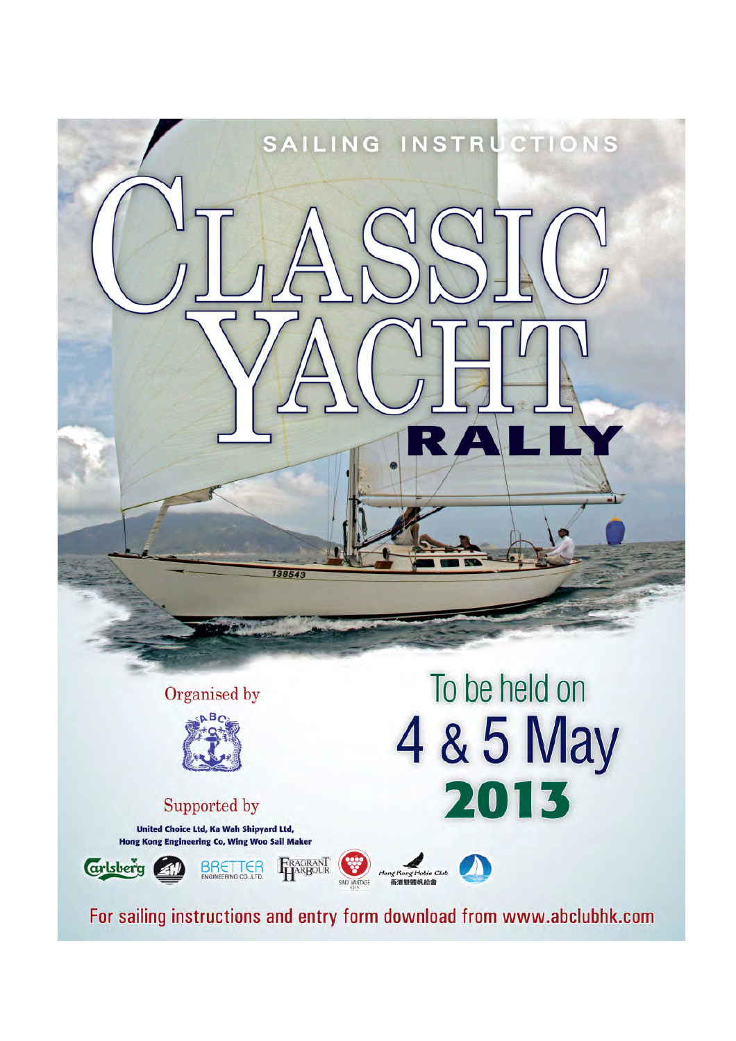SAILING INSTRUCTIONS

# CLASSIC YACHT RALLY

Organised by

Supported by

United Choice Ltd, Ka Wah Shipyard Ltd, Hong Kong Engineering Co, Wing Woo Sail Maker

To be held on

## 4 & 5 May 2013

For sailing instructions and entry form download from www.abclubhk.com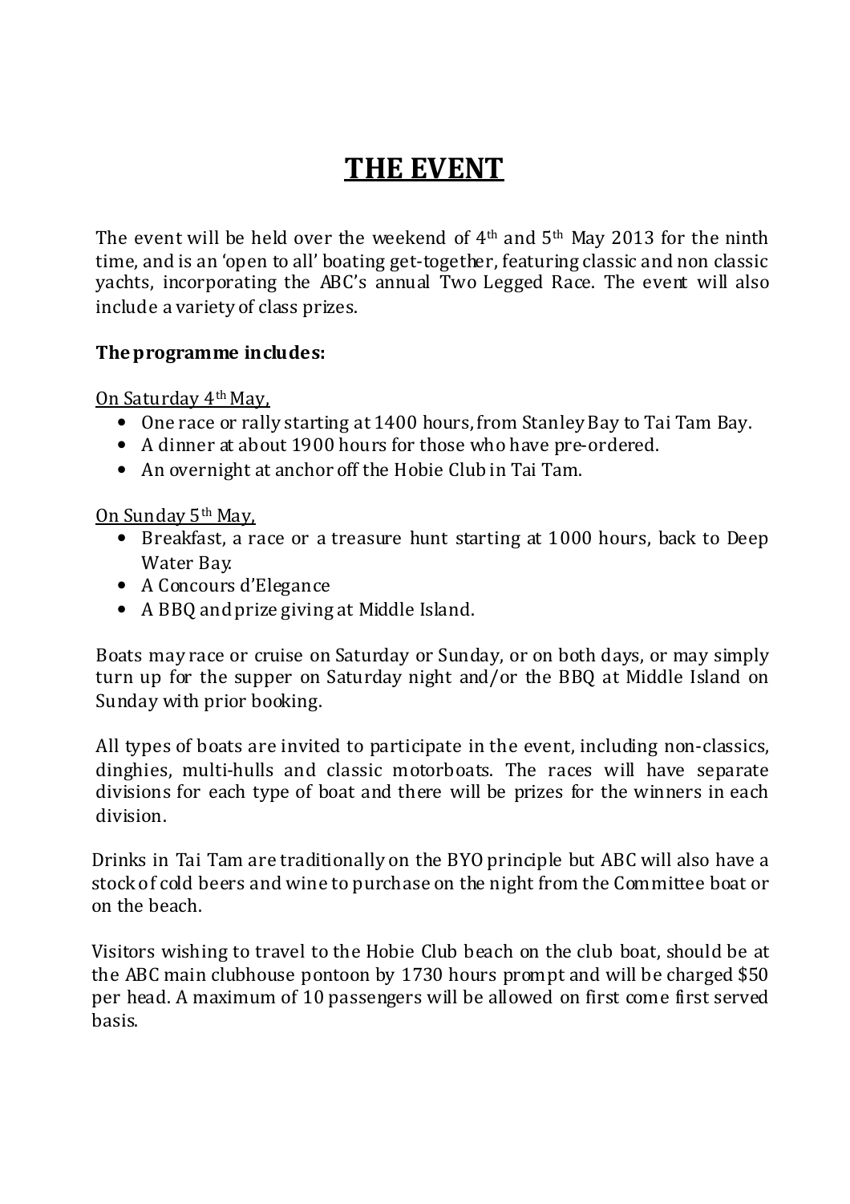# THE EVENT

The event will be held over the weekend of 4th and 5th May 2013 for the ninth time, and is an 'open to all' boating get-together, featuring classic and non classic yachts, incorporating the ABC's annual Two Legged Race. The event will also include a variety of class prizes.

**The programme includes:**

On Saturday 4th May,

- One race or rally starting at 1400 hours, from Stanley Bay to Tai Tam Bay.
- A dinner at about 1900 hours for those who have pre-ordered.
- An overnight at anchor off the Hobie Club in Tai Tam.

On Sunday 5th May,

- Breakfast, a race or a treasure hunt starting at 1000 hours, back to Deep Water Bay.
- A Concours d'Elegance
- A BBQ and prize giving at Middle Island.

Boats may race or cruise on Saturday or Sunday, or on both days, or may simply turn up for the supper on Saturday night and/or the BBQ at Middle Island on Sunday with prior booking.

All types of boats are invited to participate in the event, including non-classics, dinghies, multi-hulls and classic motorboats. The races will have separate divisions for each type of boat and there will be prizes for the winners in each division.

Drinks in Tai Tam are traditionally on the BYO principle but ABC will also have a stock of cold beers and wine to purchase on the night from the Committee boat or on the beach.

Visitors wishing to travel to the Hobie Club beach on the club boat, should be at the ABC main clubhouse pontoon by 1730 hours prompt and will be charged $50 per head. A maximum of 10 passengers will be allowed on first come first served basis.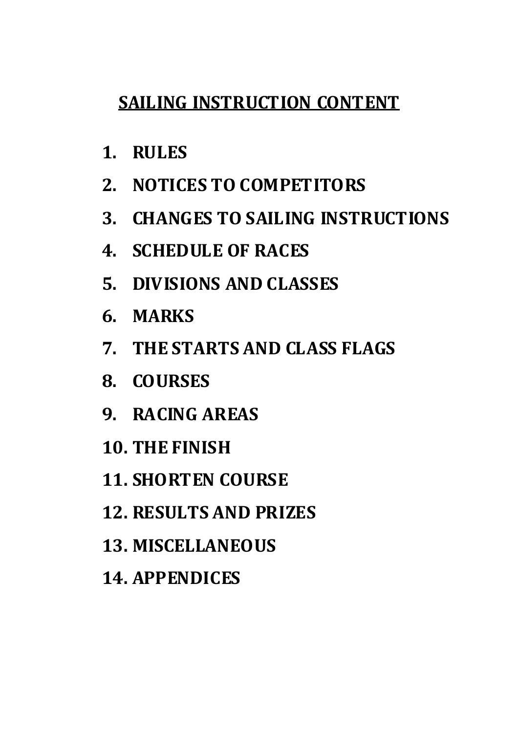# SAILING INSTRUCTION CONTENT

1. **RULES**
2. **NOTICES TO COMPETITORS**
3. **CHANGES TO SAILING INSTRUCTIONS**
4. **SCHEDULE OF RACES**
5. **DIVISIONS AND CLASSES**
6. **MARKS**
7. **THE STARTS AND CLASS FLAGS**
8. **COURSES**
9. **RACING AREAS**
10. **THE FINISH**
11. **SHORTEN COURSE**
12. **RESULTS AND PRIZES**
13. **MISCELLANEOUS**
14. **APPENDICES**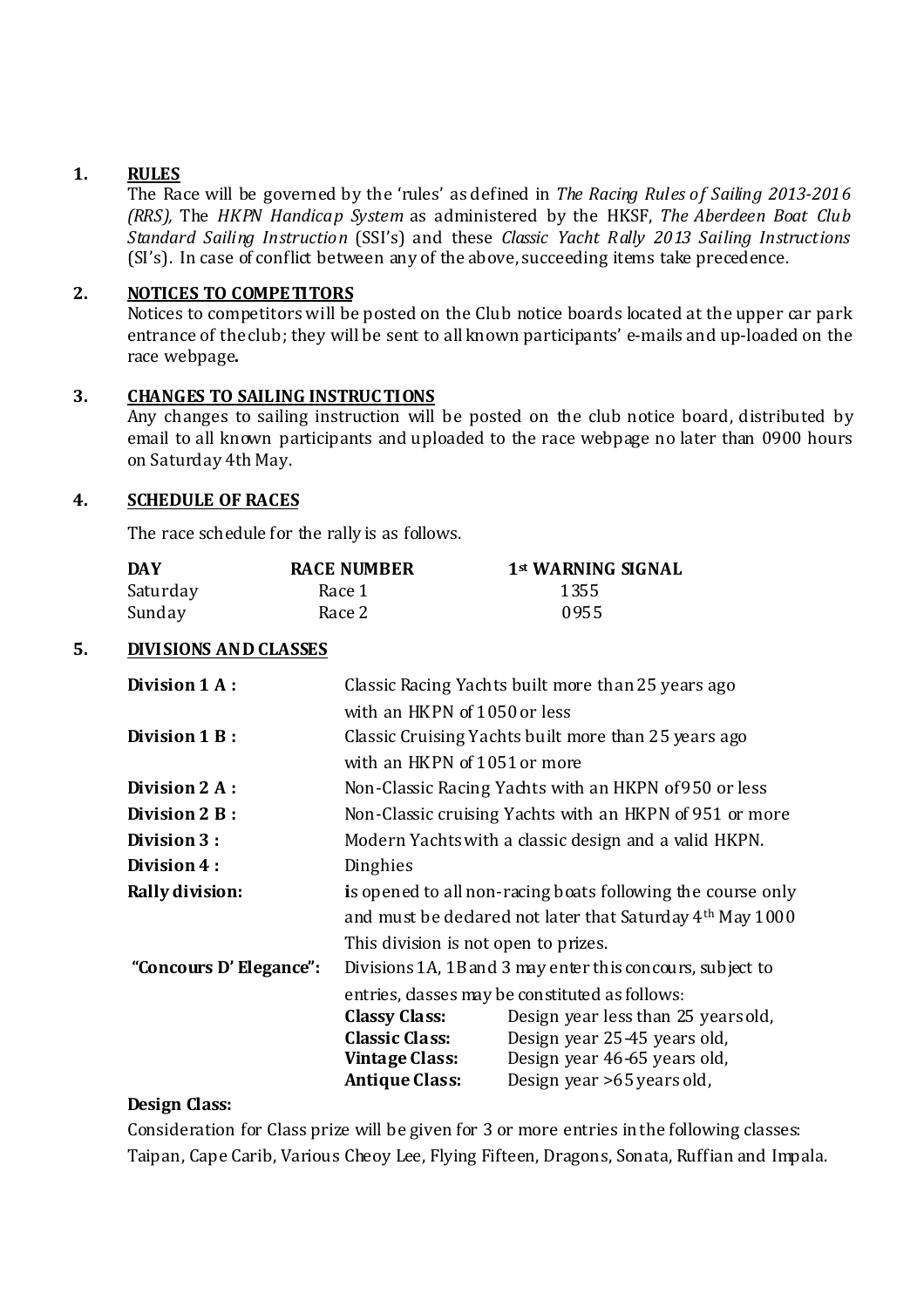## 1. RULES

The Race will be governed by the 'rules' as defined in *The Racing Rules of Sailing 2013-2016 (RRS),* The *HKPN Handicap System* as administered by the HKSF, *The Aberdeen Boat Club Standard Sailing Instruction* (SSI's) and these *Classic Yacht Rally 2013 Sailing Instructions* (SI's). In case of conflict between any of the above, succeeding items take precedence.

## 2. NOTICES TO COMPETITORS

Notices to competitors will be posted on the Club notice boards located at the upper car park entrance of the club; they will be sent to all known participants' e-mails and up-loaded on the race webpage**.**

## 3. CHANGES TO SAILING INSTRUCTIONS

Any changes to sailing instruction will be posted on the club notice board, distributed by email to all known participants and uploaded to the race webpage no later than 0900 hours on Saturday 4th May.

## 4. SCHEDULE OF RACES

The race schedule for the rally is as follows.

| DAY | RACE NUMBER | 1st WARNING SIGNAL |
|---|---|---|
| Saturday | Race 1 | 1355 |
| Sunday | Race 2 | 0955 |

## 5. DIVISIONS AND CLASSES

**Division 1 A :** Classic Racing Yachts built more than 25 years ago with an HKPN of 1050 or less

**Division 1 B :** Classic Cruising Yachts built more than 25 years ago with an HKPN of 1051 or more

**Division 2 A :** Non-Classic Racing Yachts with an HKPN of 950 or less

**Division 2 B :** Non-Classic cruising Yachts with an HKPN of 951 or more

**Division 3 :** Modern Yachts with a classic design and a valid HKPN.

**Division 4 :** Dinghies

**Rally division:** **i**s opened to all non-racing boats following the course only and must be declared not later that Saturday 4th May 1000 This division is not open to prizes.

**"Concours D' Elegance":** Divisions 1A, 1B and 3 may enter this concours, subject to entries, classes may be constituted as follows:

| | |
|---|---|
| **Classy Class:** | Design year less than 25 years old, |
| **Classic Class:** | Design year 25-45 years old, |
| **Vintage Class:** | Design year 46-65 years old, |
| **Antique Class:** | Design year >65 years old, |

**Design Class:**

Consideration for Class prize will be given for 3 or more entries in the following classes: Taipan, Cape Carib, Various Cheoy Lee, Flying Fifteen, Dragons, Sonata, Ruffian and Impala.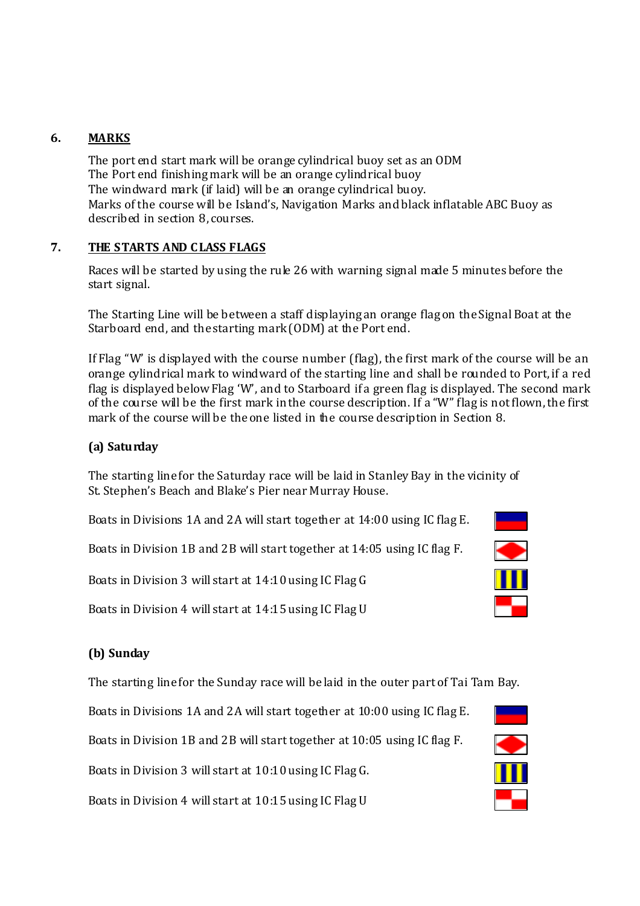## 6. MARKS

The port end start mark will be orange cylindrical buoy set as an ODM
The Port end finishing mark will be an orange cylindrical buoy
The windward mark (if laid) will be an orange cylindrical buoy.
Marks of the course will be Island's, Navigation Marks and black inflatable ABC Buoy as described in section 8, courses.

## 7. THE STARTS AND CLASS FLAGS

Races will be started by using the rule 26 with warning signal made 5 minutes before the start signal.

The Starting Line will be between a staff displaying an orange flag on the Signal Boat at the Starboard end, and the starting mark (ODM) at the Port end.

If Flag "W" is displayed with the course number (flag), the first mark of the course will be an orange cylindrical mark to windward of the starting line and shall be rounded to Port, if a red flag is displayed below Flag 'W', and to Starboard if a green flag is displayed. The second mark of the course will be the first mark in the course description. If a "W" flag is not flown, the first mark of the course will be the one listed in the course description in Section 8.

### (a) Saturday

The starting line for the Saturday race will be laid in Stanley Bay in the vicinity of St. Stephen's Beach and Blake's Pier near Murray House.

Boats in Divisions 1A and 2A will start together at 14:00 using IC flag E.

Boats in Division 1B and 2B will start together at 14:05 using IC flag F.

Boats in Division 3 will start at 14:10 using IC Flag G

Boats in Division 4 will start at 14:15 using IC Flag U

### (b) Sunday

The starting line for the Sunday race will be laid in the outer part of Tai Tam Bay.

Boats in Divisions 1A and 2A will start together at 10:00 using IC flag E.

Boats in Division 1B and 2B will start together at 10:05 using IC flag F.

Boats in Division 3 will start at 10:10 using IC Flag G.

Boats in Division 4 will start at 10:15 using IC Flag U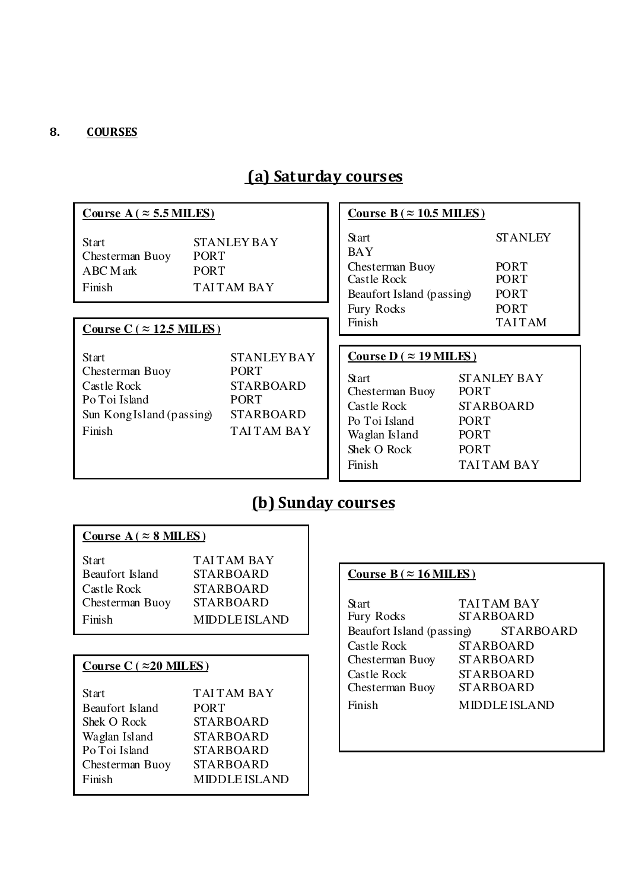**8. COURSES**

## (a) Saturday courses

**Course A ( ≈ 5.5 MILES)**

| | |
|---|---|
| Start | STANLEY BAY |
| Chesterman Buoy | PORT |
| ABC Mark | PORT |
| Finish | TAI TAM BAY |

**Course B ( ≈ 10.5 MILES )**

| | |
|---|---|
| Start | STANLEY BAY |
| Chesterman Buoy | PORT |
| Castle Rock | PORT |
| Beaufort Island (passing) | PORT |
| Fury Rocks | PORT |
| Finish | TAI TAM |

**Course C ( ≈ 12.5 MILES )**

| | |
|---|---|
| Start | STANLEY BAY |
| Chesterman Buoy | PORT |
| Castle Rock | STARBOARD |
| Po Toi Island | PORT |
| Sun Kong Island (passing) | STARBOARD |
| Finish | TAI TAM BAY |

**Course D ( ≈ 19 MILES )**

| | |
|---|---|
| Start | STANLEY BAY |
| Chesterman Buoy | PORT |
| Castle Rock | STARBOARD |
| Po Toi Island | PORT |
| Waglan Island | PORT |
| Shek O Rock | PORT |
| Finish | TAI TAM BAY |

## (b) Sunday courses

**Course A ( ≈ 8 MILES )**

| | |
|---|---|
| Start | TAI TAM BAY |
| Beaufort Island | STARBOARD |
| Castle Rock | STARBOARD |
| Chesterman Buoy | STARBOARD |
| Finish | MIDDLE ISLAND |

**Course B ( ≈ 16 MILES )**

| | |
|---|---|
| Start | TAI TAM BAY |
| Fury Rocks | STARBOARD |
| Beaufort Island (passing) | STARBOARD |
| Castle Rock | STARBOARD |
| Chesterman Buoy | STARBOARD |
| Castle Rock | STARBOARD |
| Chesterman Buoy | STARBOARD |
| Finish | MIDDLE ISLAND |

**Course C ( ≈20 MILES )**

| | |
|---|---|
| Start | TAI TAM BAY |
| Beaufort Island | PORT |
| Shek O Rock | STARBOARD |
| Waglan Island | STARBOARD |
| Po Toi Island | STARBOARD |
| Chesterman Buoy | STARBOARD |
| Finish | MIDDLE ISLAND |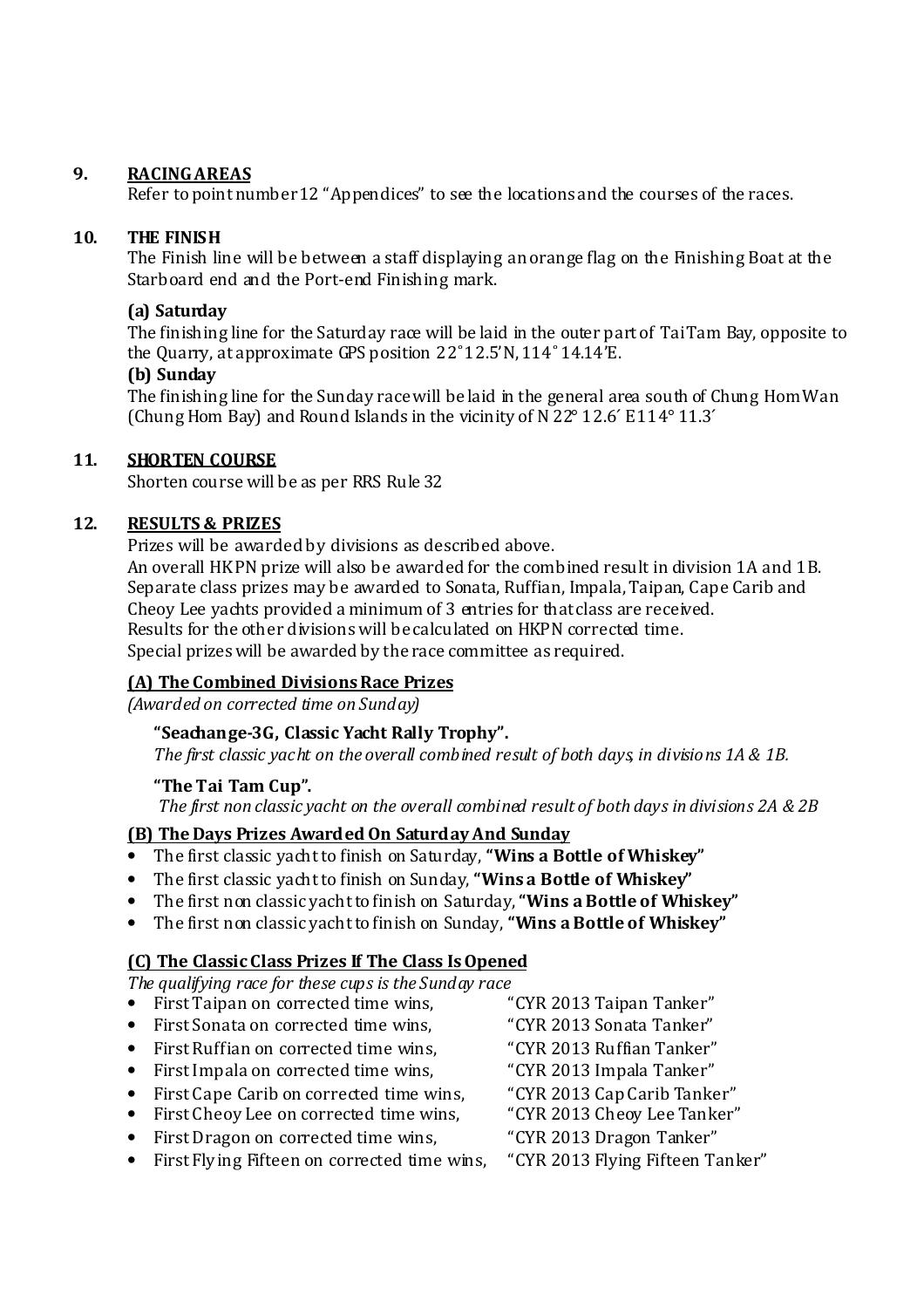## 9. RACING AREAS

Refer to point number 12 "Appendices" to see the locations and the courses of the races.

## 10. THE FINISH

The Finish line will be between a staff displaying an orange flag on the Finishing Boat at the Starboard end and the Port-end Finishing mark.

### (a) Saturday

The finishing line for the Saturday race will be laid in the outer part of Tai Tam Bay, opposite to the Quarry, at approximate GPS position 22˚12.5'N, 114˚14.14'E.

### (b) Sunday

The finishing line for the Sunday race will be laid in the general area south of Chung Hom Wan (Chung Hom Bay) and Round Islands in the vicinity of N 22° 12.6´ E114° 11.3´

## 11. SHORTEN COURSE

Shorten course will be as per RRS Rule 32

## 12. RESULTS & PRIZES

Prizes will be awarded by divisions as described above.
An overall HKPN prize will also be awarded for the combined result in division 1A and 1B.
Separate class prizes may be awarded to Sonata, Ruffian, Impala, Taipan, Cape Carib and Cheoy Lee yachts provided a minimum of 3 entries for that class are received.
Results for the other divisions will be calculated on HKPN corrected time.
Special prizes will be awarded by the race committee as required.

### (A) The Combined Divisions Race Prizes

*(Awarded on corrected time on Sunday)*

**"Seachange-3G, Classic Yacht Rally Trophy".**
*The first classic yacht on the overall combined result of both days, in divisions 1A & 1B.*

**"The Tai Tam Cup".**
*The first non classic yacht on the overall combined result of both days in divisions 2A & 2B*

### (B) The Days Prizes Awarded On Saturday And Sunday

- The first classic yacht to finish on Saturday, **"Wins a Bottle of Whiskey"**
- The first classic yacht to finish on Sunday, **"Wins a Bottle of Whiskey"**
- The first non classic yacht to finish on Saturday, **"Wins a Bottle of Whiskey"**
- The first non classic yacht to finish on Sunday, **"Wins a Bottle of Whiskey"**

### (C) The Classic Class Prizes If The Class Is Opened

*The qualifying race for these cups is the Sunday race*

- First Taipan on corrected time wins, "CYR 2013 Taipan Tanker"
- First Sonata on corrected time wins, "CYR 2013 Sonata Tanker"
- First Ruffian on corrected time wins, "CYR 2013 Ruffian Tanker"
- First Impala on corrected time wins, "CYR 2013 Impala Tanker"
- First Cape Carib on corrected time wins, "CYR 2013 Cap Carib Tanker"
- First Cheoy Lee on corrected time wins, "CYR 2013 Cheoy Lee Tanker"
- First Dragon on corrected time wins, "CYR 2013 Dragon Tanker"
- First Flying Fifteen on corrected time wins, "CYR 2013 Flying Fifteen Tanker"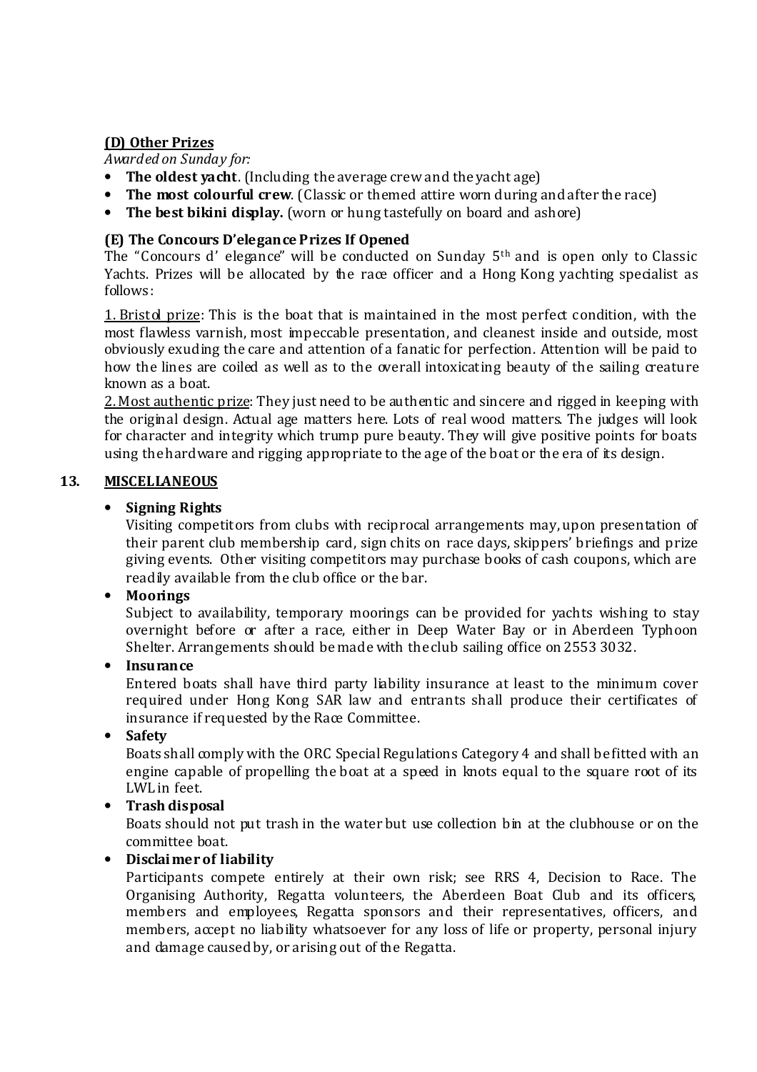### (D) Other Prizes

*Awarded on Sunday for:*

- **The oldest yacht**. (Including the average crew and the yacht age)
- **The most colourful crew**. (Classic or themed attire worn during and after the race)
- **The best bikini display.** (worn or hung tastefully on board and ashore)

### (E) The Concours D'elegance Prizes If Opened

The "Concours d' elegance" will be conducted on Sunday 5th and is open only to Classic Yachts. Prizes will be allocated by the race officer and a Hong Kong yachting specialist as follows:

1. Bristol prize: This is the boat that is maintained in the most perfect condition, with the most flawless varnish, most impeccable presentation, and cleanest inside and outside, most obviously exuding the care and attention of a fanatic for perfection. Attention will be paid to how the lines are coiled as well as to the overall intoxicating beauty of the sailing creature known as a boat.

2. Most authentic prize: They just need to be authentic and sincere and rigged in keeping with the original design. Actual age matters here. Lots of real wood matters. The judges will look for character and integrity which trump pure beauty. They will give positive points for boats using the hardware and rigging appropriate to the age of the boat or the era of its design.

## 13. MISCELLANEOUS

- **Signing Rights**
  Visiting competitors from clubs with reciprocal arrangements may, upon presentation of their parent club membership card, sign chits on race days, skippers' briefings and prize giving events. Other visiting competitors may purchase books of cash coupons, which are readily available from the club office or the bar.
- **Moorings**
  Subject to availability, temporary moorings can be provided for yachts wishing to stay overnight before or after a race, either in Deep Water Bay or in Aberdeen Typhoon Shelter. Arrangements should be made with the club sailing office on 2553 3032.
- **Insurance**
  Entered boats shall have third party liability insurance at least to the minimum cover required under Hong Kong SAR law and entrants shall produce their certificates of insurance if requested by the Race Committee.
- **Safety**
  Boats shall comply with the ORC Special Regulations Category 4 and shall be fitted with an engine capable of propelling the boat at a speed in knots equal to the square root of its LWL in feet.
- **Trash disposal**
  Boats should not put trash in the water but use collection bin at the clubhouse or on the committee boat.
- **Disclaimer of liability**
  Participants compete entirely at their own risk; see RRS 4, Decision to Race. The Organising Authority, Regatta volunteers, the Aberdeen Boat Club and its officers, members and employees, Regatta sponsors and their representatives, officers, and members, accept no liability whatsoever for any loss of life or property, personal injury and damage caused by, or arising out of the Regatta.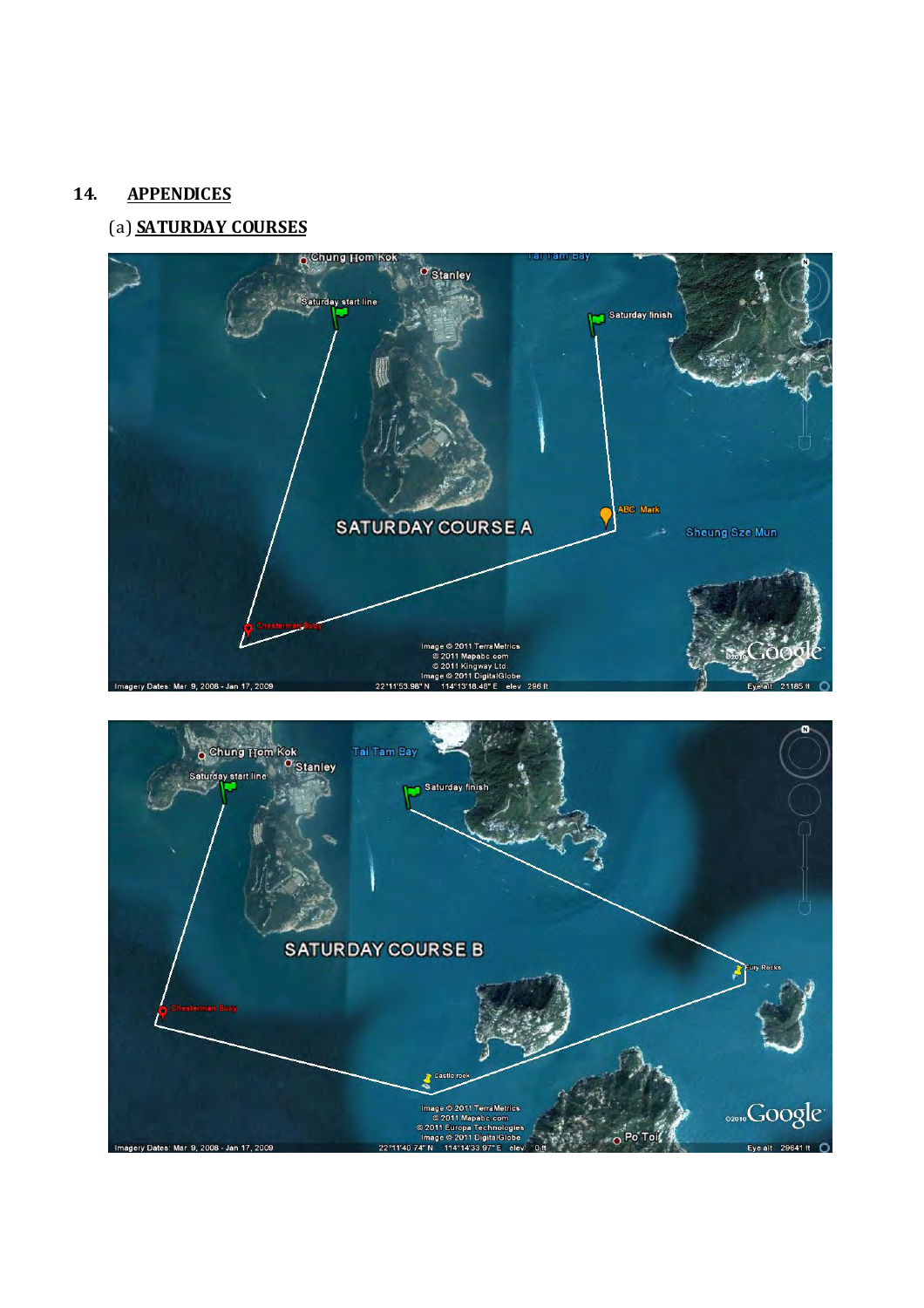## 14. APPENDICES

### (a) SATURDAY COURSES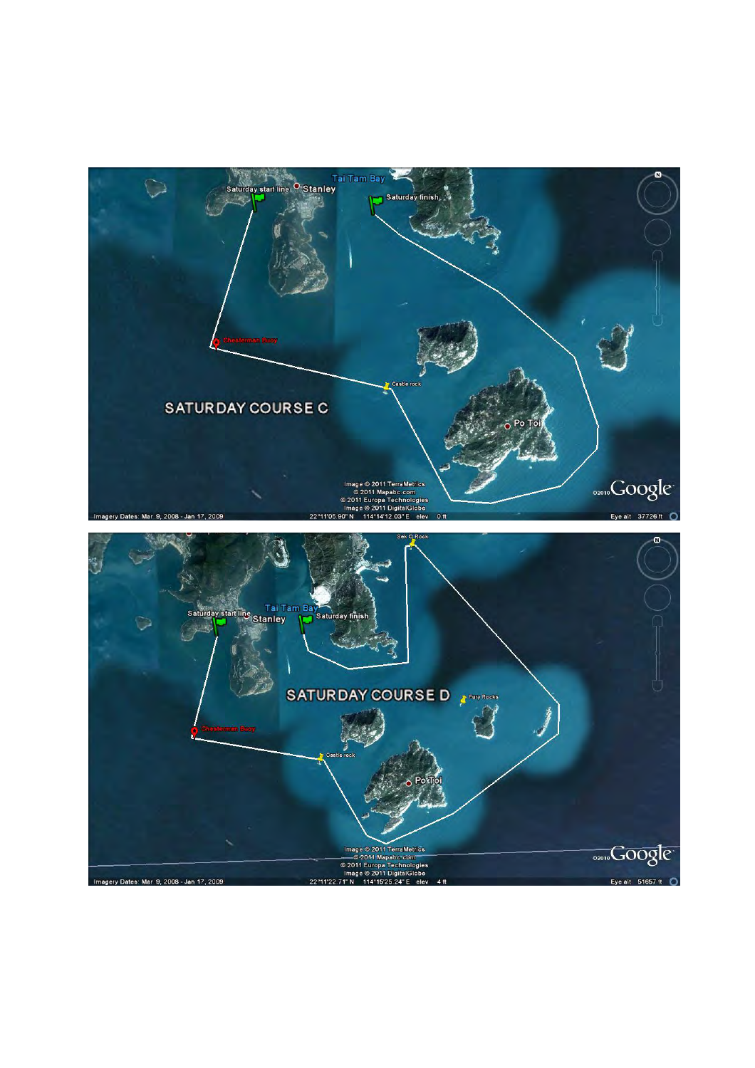## SATURDAY COURSE C

## SATURDAY COURSE D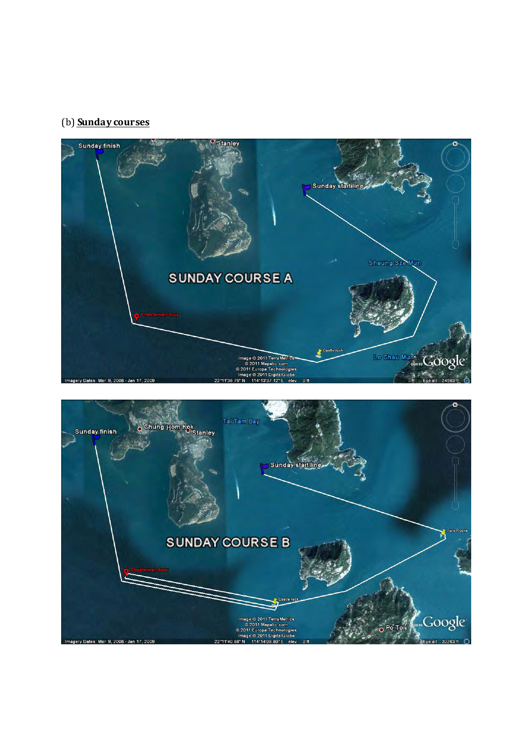(b) **Sunday courses**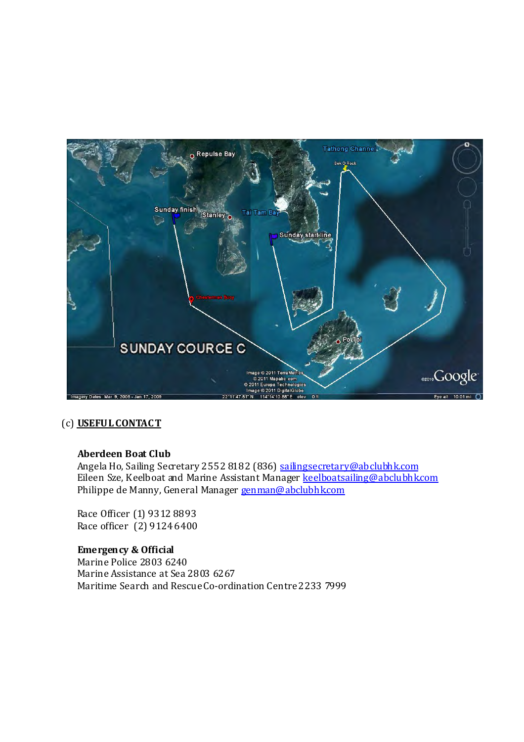(c) **USEFUL CONTACT**

**Aberdeen Boat Club**
Angela Ho, Sailing Secretary 2552 8182 (836) sailingsecretary@abclubhk.com
Eileen Sze, Keelboat and Marine Assistant Manager keelboatsailing@abclubhk.com
Philippe de Manny, General Manager genman@abclubhk.com

Race Officer (1) 9312 8893
Race officer (2) 9124 6400

**Emergency & Official**
Marine Police 2803 6240
Marine Assistance at Sea 2803 6267
Maritime Search and Rescue Co-ordination Centre 2233 7999